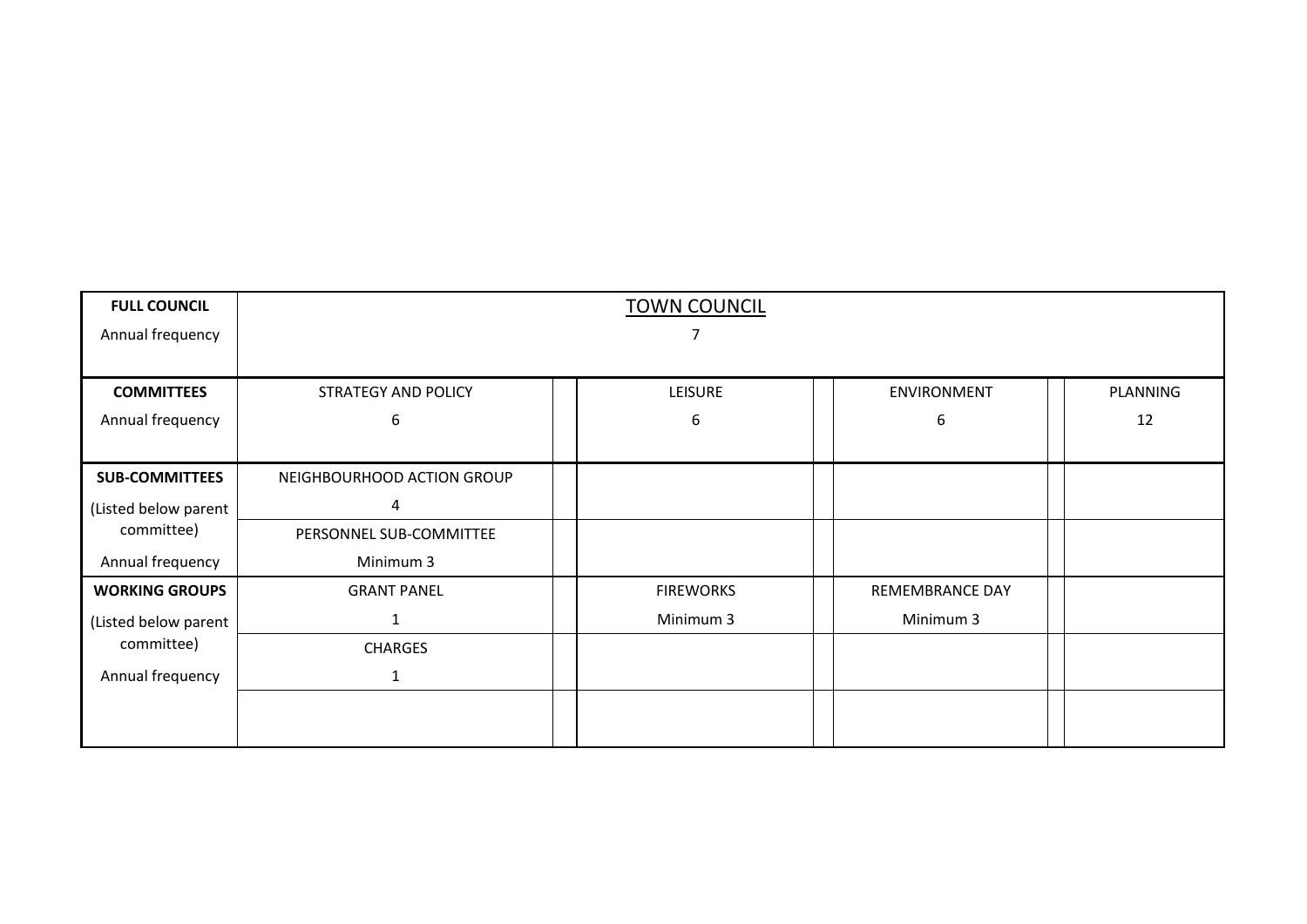| FULL COUNCIL<br>Annual frequency | TOWN COUNCIL<br>7 | | | | | | |
|---|---|---|---|---|---|---|---|
| **COMMITTEES**<br>Annual frequency | STRATEGY AND POLICY<br>6 | | LEISURE<br>6 | | ENVIRONMENT<br>6 | | PLANNING<br>12 |
| **SUB-COMMITTEES**<br>(Listed below parent committee)<br>Annual frequency | NEIGHBOURHOOD ACTION GROUP<br>4 | | | | | | |
| | PERSONNEL SUB-COMMITTEE<br>Minimum 3 | | | | | | |
| **WORKING GROUPS**<br>(Listed below parent committee)<br>Annual frequency | GRANT PANEL<br>1 | | FIREWORKS<br>Minimum 3 | | REMEMBRANCE DAY<br>Minimum 3 | | |
| | CHARGES<br>1 | | | | | | |
| | | | | | | | |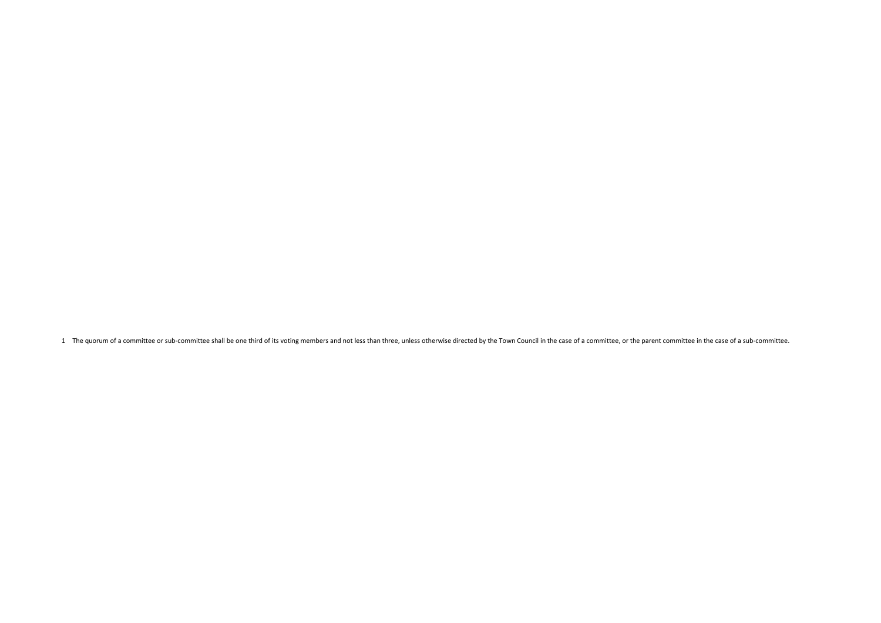1 The quorum of a committee or sub-committee shall be one third of its voting members and not less than three, unless otherwise directed by the Town Council in the case of a committee, or the parent committee in the case of a sub-committee.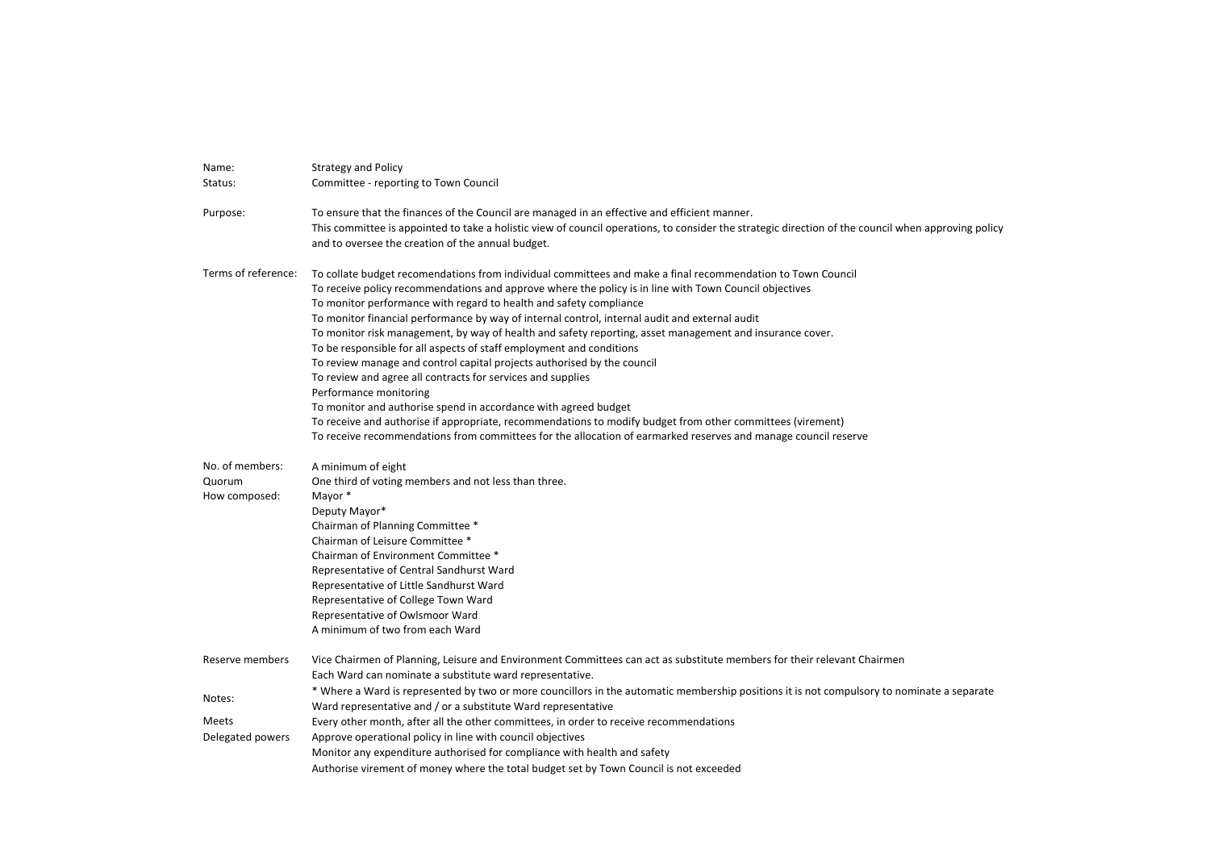| | |
|---|---|
| Name: | Strategy and Policy |
| Status: | Committee - reporting to Town Council |
| Purpose: | To ensure that the finances of the Council are managed in an effective and efficient manner.<br>This committee is appointed to take a holistic view of council operations, to consider the strategic direction of the council when approving policy and to oversee the creation of the annual budget. |
| Terms of reference: | To collate budget recomendations from individual committees and make a final recommendation to Town Council<br>To receive policy recommendations and approve where the policy is in line with Town Council objectives<br>To monitor performance with regard to health and safety compliance<br>To monitor financial performance by way of internal control, internal audit and external audit<br>To monitor risk management, by way of health and safety reporting, asset management and insurance cover.<br>To be responsible for all aspects of staff employment and conditions<br>To review manage and control capital projects authorised by the council<br>To review and agree all contracts for services and supplies<br>Performance monitoring<br>To monitor and authorise spend in accordance with agreed budget<br>To receive and authorise if appropriate, recommendations to modify budget from other committees (virement)<br>To receive recommendations from committees for the allocation of earmarked reserves and manage council reserve |
| No. of members: | A minimum of eight |
| Quorum | One third of voting members and not less than three. |
| How composed: | Mayor *<br>Deputy Mayor*<br>Chairman of Planning Committee *<br>Chairman of Leisure Committee *<br>Chairman of Environment Committee *<br>Representative of Central Sandhurst Ward<br>Representative of Little Sandhurst Ward<br>Representative of College Town Ward<br>Representative of Owlsmoor Ward<br>A minimum of two from each Ward |
| Reserve members | Vice Chairmen of Planning, Leisure and Environment Committees can act as substitute members for their relevant Chairmen<br>Each Ward can nominate a substitute ward representative. |
| Notes: | * Where a Ward is represented by two or more councillors in the automatic membership positions it is not compulsory to nominate a separate Ward representative and / or a substitute Ward representative |
| Meets | Every other month, after all the other committees, in order to receive recommendations |
| Delegated powers | Approve operational policy in line with council objectives<br>Monitor any expenditure authorised for compliance with health and safety<br>Authorise virement of money where the total budget set by Town Council is not exceeded |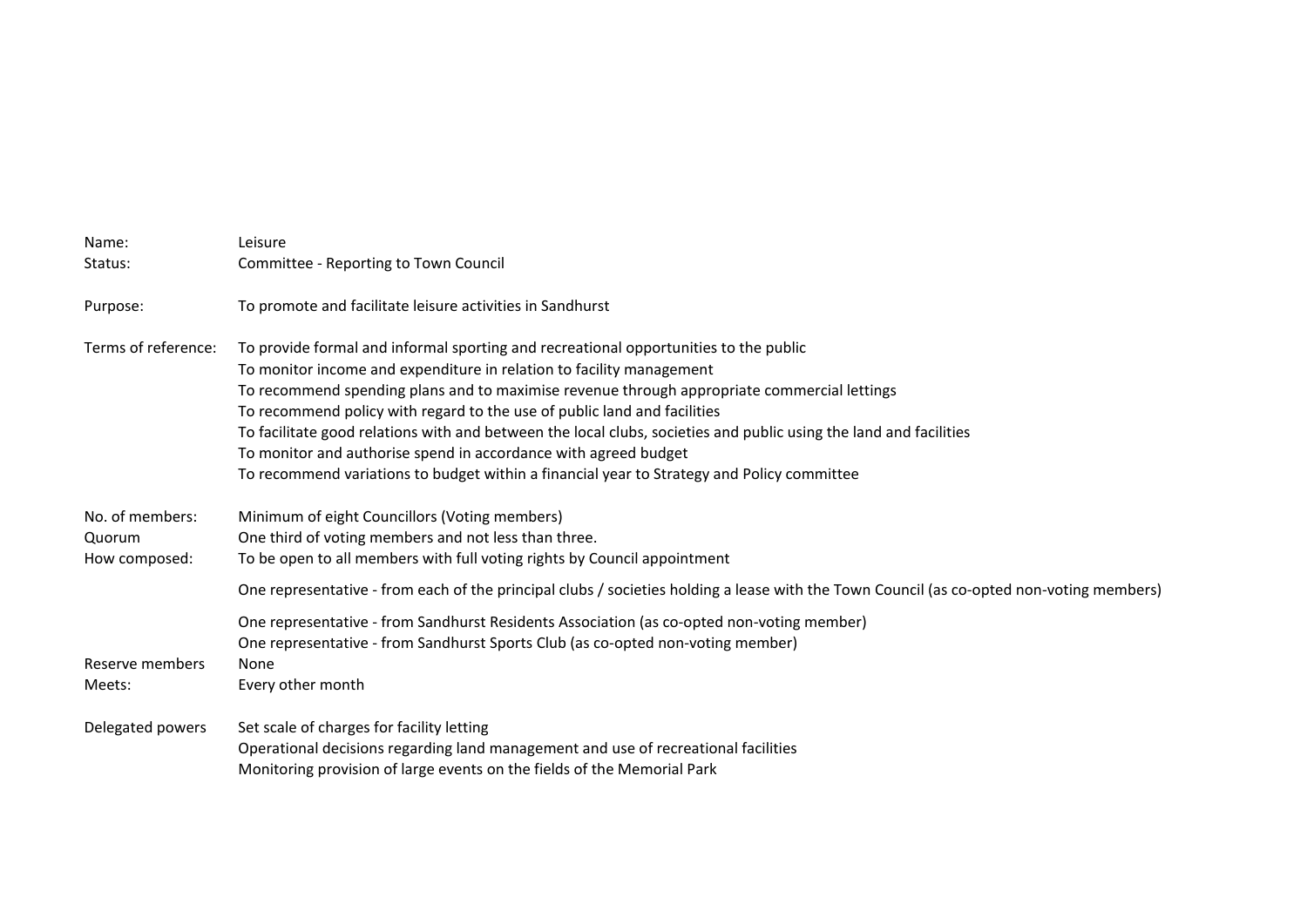| | |
|---|---|
| Name: | Leisure |
| Status: | Committee - Reporting to Town Council |
| Purpose: | To promote and facilitate leisure activities in Sandhurst |
| Terms of reference: | To provide formal and informal sporting and recreational opportunities to the public<br>To monitor income and expenditure in relation to facility management<br>To recommend spending plans and to maximise revenue through appropriate commercial lettings<br>To recommend policy with regard to the use of public land and facilities<br>To facilitate good relations with and between the local clubs, societies and public using the land and facilities<br>To monitor and authorise spend in accordance with agreed budget<br>To recommend variations to budget within a financial year to Strategy and Policy committee |
| No. of members: | Minimum of eight Councillors (Voting members) |
| Quorum | One third of voting members and not less than three. |
| How composed: | To be open to all members with full voting rights by Council appointment |
| | One representative - from each of the principal clubs / societies holding a lease with the Town Council (as co-opted non-voting members) |
| | One representative - from Sandhurst Residents Association (as co-opted non-voting member)<br>One representative - from Sandhurst Sports Club (as co-opted non-voting member) |
| Reserve members | None |
| Meets: | Every other month |
| Delegated powers | Set scale of charges for facility letting<br>Operational decisions regarding land management and use of recreational facilities<br>Monitoring provision of large events on the fields of the Memorial Park |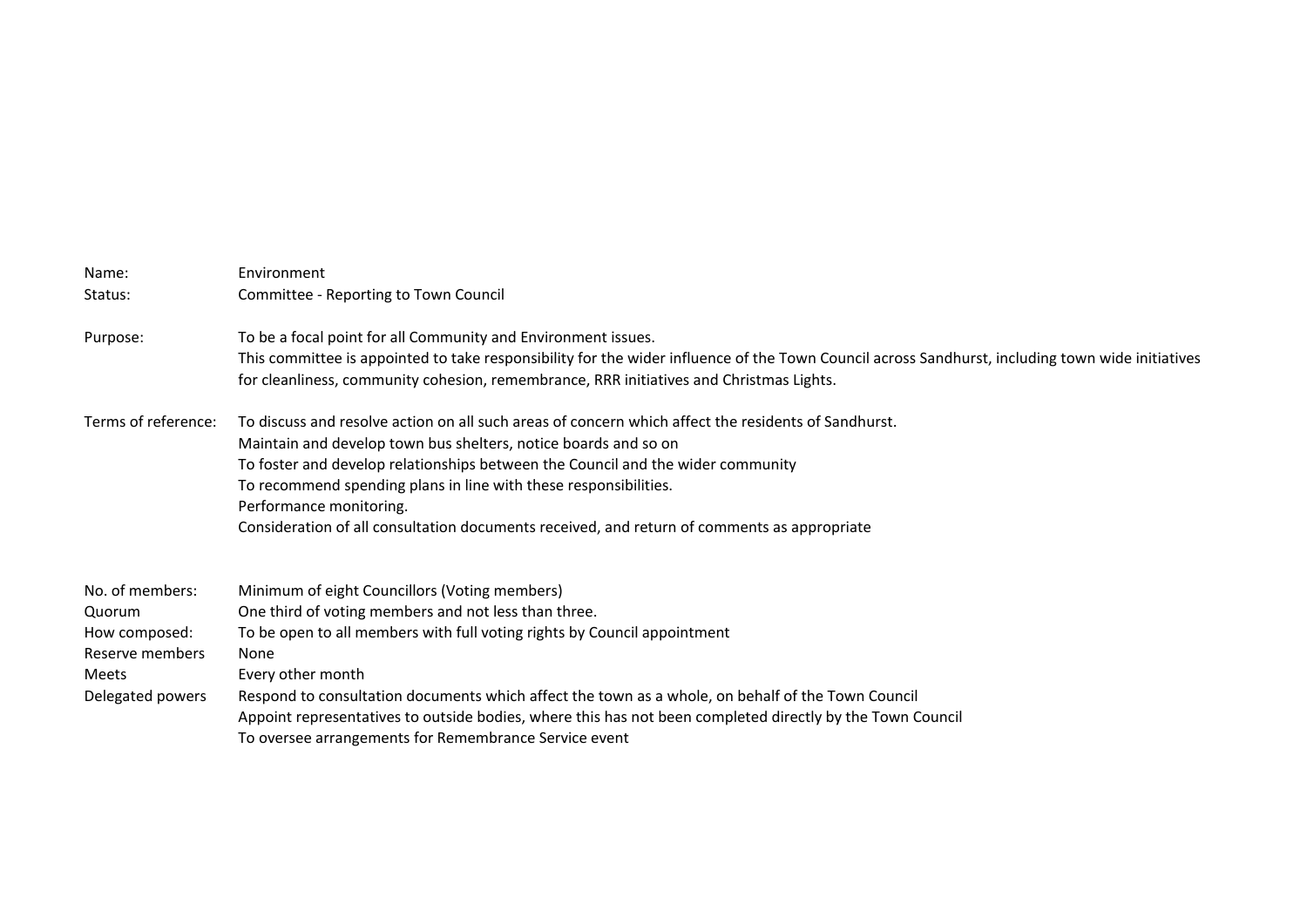| | |
|---|---|
| Name: | Environment |
| Status: | Committee - Reporting to Town Council |
| | |
| Purpose: | To be a focal point for all Community and Environment issues.<br>This committee is appointed to take responsibility for the wider influence of the Town Council across Sandhurst, including town wide initiatives for cleanliness, community cohesion, remembrance, RRR initiatives and Christmas Lights. |
| | |
| Terms of reference: | To discuss and resolve action on all such areas of concern which affect the residents of Sandhurst.<br>Maintain and develop town bus shelters, notice boards and so on<br>To foster and develop relationships between the Council and the wider community<br>To recommend spending plans in line with these responsibilities.<br>Performance monitoring.<br>Consideration of all consultation documents received, and return of comments as appropriate |
| | |
| No. of members: | Minimum of eight Councillors (Voting members) |
| Quorum | One third of voting members and not less than three. |
| How composed: | To be open to all members with full voting rights by Council appointment |
| Reserve members | None |
| Meets | Every other month |
| Delegated powers | Respond to consultation documents which affect the town as a whole, on behalf of the Town Council<br>Appoint representatives to outside bodies, where this has not been completed directly by the Town Council<br>To oversee arrangements for Remembrance Service event |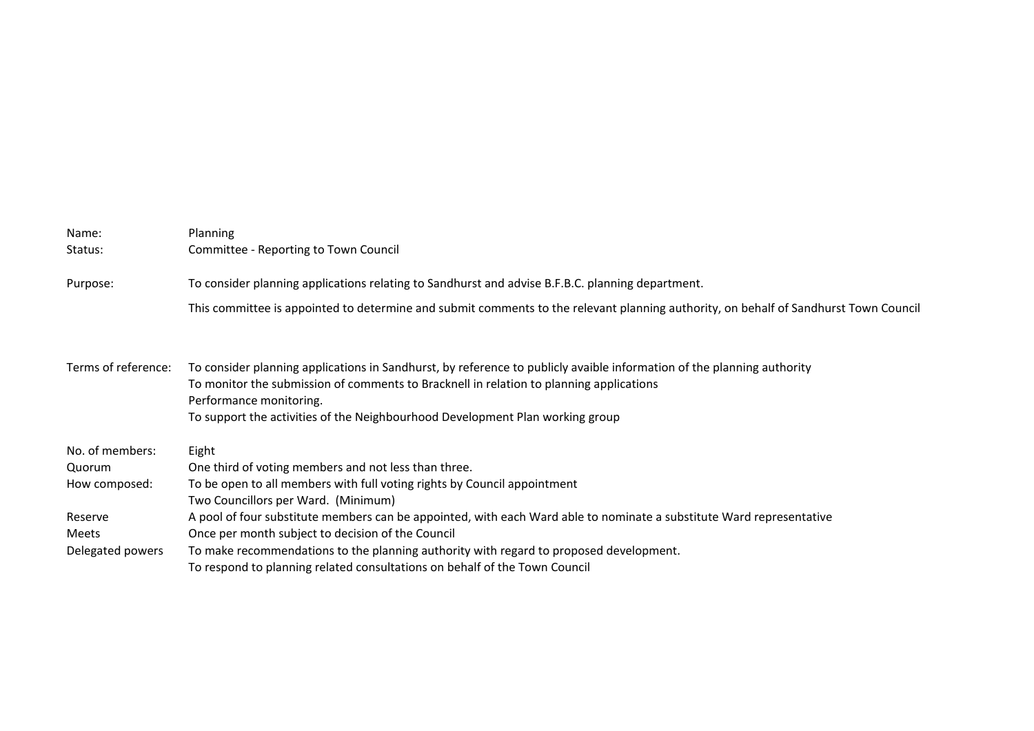| | |
|---|---|
| Name: | Planning |
| Status: | Committee - Reporting to Town Council |
| Purpose: | To consider planning applications relating to Sandhurst and advise B.F.B.C. planning department.<br>This committee is appointed to determine and submit comments to the relevant planning authority, on behalf of Sandhurst Town Council |
| Terms of reference: | To consider planning applications in Sandhurst, by reference to publicly avaible information of the planning authority<br>To monitor the submission of comments to Bracknell in relation to planning applications<br>Performance monitoring.<br>To support the activities of the Neighbourhood Development Plan working group |
| No. of members: | Eight |
| Quorum | One third of voting members and not less than three. |
| How composed: | To be open to all members with full voting rights by Council appointment<br>Two Councillors per Ward. (Minimum) |
| Reserve | A pool of four substitute members can be appointed, with each Ward able to nominate a substitute Ward representative |
| Meets | Once per month subject to decision of the Council |
| Delegated powers | To make recommendations to the planning authority with regard to proposed development.<br>To respond to planning related consultations on behalf of the Town Council |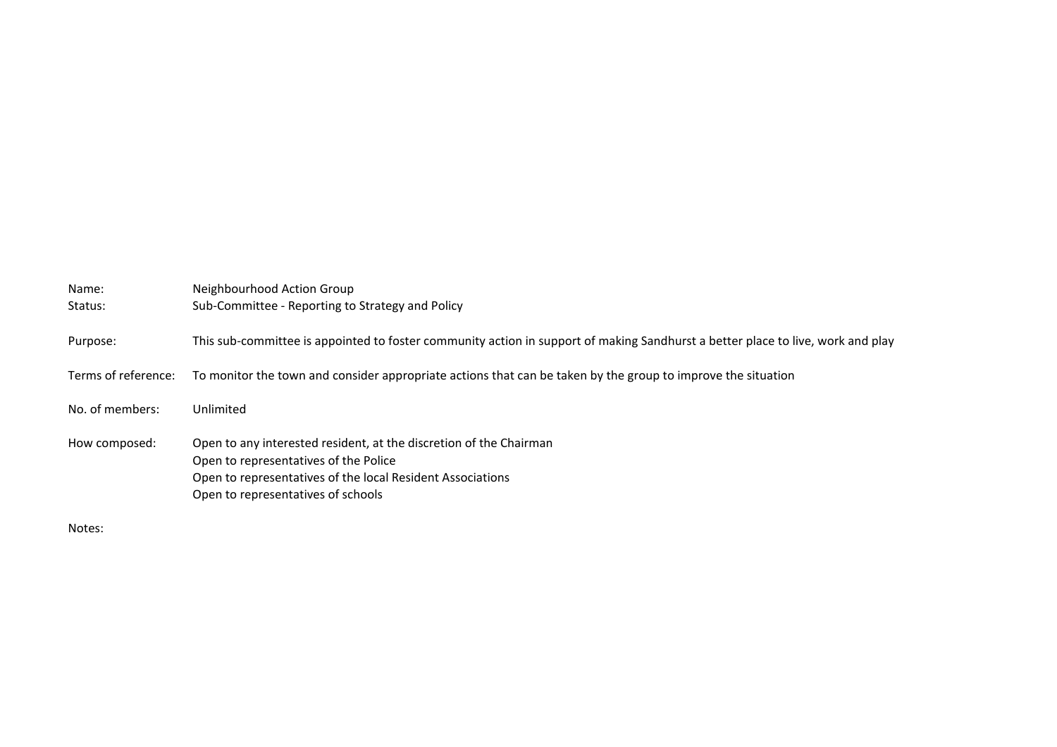| | |
|---|---|
| Name: | Neighbourhood Action Group |
| Status: | Sub-Committee - Reporting to Strategy and Policy |
| Purpose: | This sub-committee is appointed to foster community action in support of making Sandhurst a better place to live, work and play |
| Terms of reference: | To monitor the town and consider appropriate actions that can be taken by the group to improve the situation |
| No. of members: | Unlimited |
| How composed: | Open to any interested resident, at the discretion of the Chairman<br>Open to representatives of the Police<br>Open to representatives of the local Resident Associations<br>Open to representatives of schools |
| Notes: | |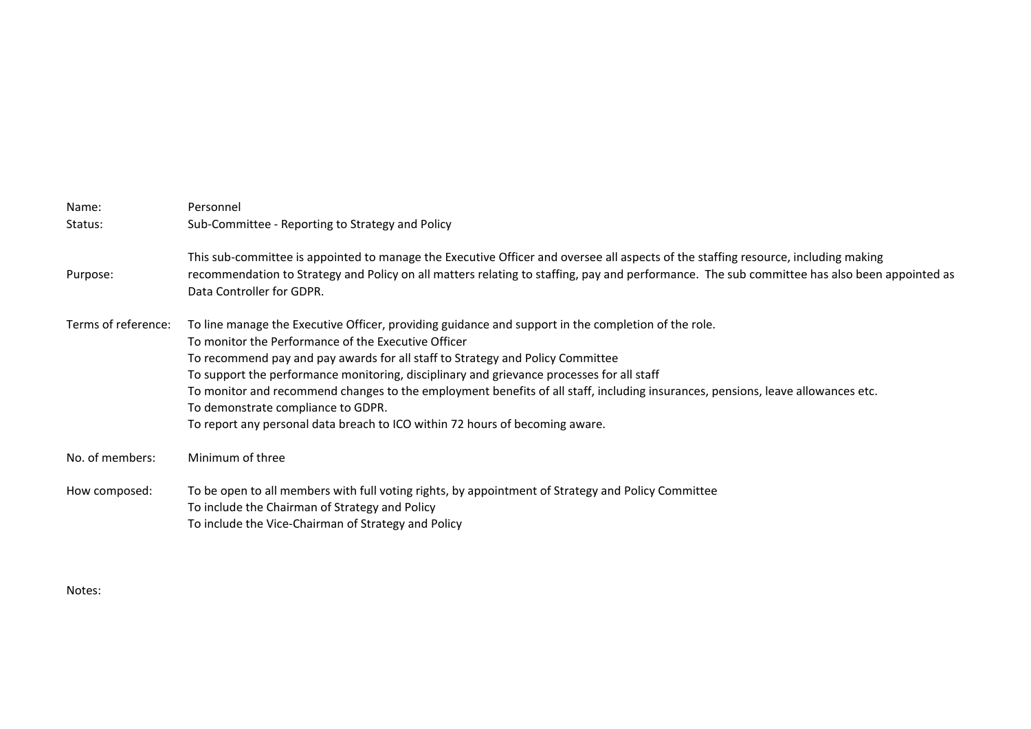| | |
|---|---|
| Name: | Personnel |
| Status: | Sub-Committee - Reporting to Strategy and Policy |
| Purpose: | This sub-committee is appointed to manage the Executive Officer and oversee all aspects of the staffing resource, including making recommendation to Strategy and Policy on all matters relating to staffing, pay and performance. The sub committee has also been appointed as Data Controller for GDPR. |
| Terms of reference: | To line manage the Executive Officer, providing guidance and support in the completion of the role.<br>To monitor the Performance of the Executive Officer<br>To recommend pay and pay awards for all staff to Strategy and Policy Committee<br>To support the performance monitoring, disciplinary and grievance processes for all staff<br>To monitor and recommend changes to the employment benefits of all staff, including insurances, pensions, leave allowances etc.<br>To demonstrate compliance to GDPR.<br>To report any personal data breach to ICO within 72 hours of becoming aware. |
| No. of members: | Minimum of three |
| How composed: | To be open to all members with full voting rights, by appointment of Strategy and Policy Committee<br>To include the Chairman of Strategy and Policy<br>To include the Vice-Chairman of Strategy and Policy |

Notes: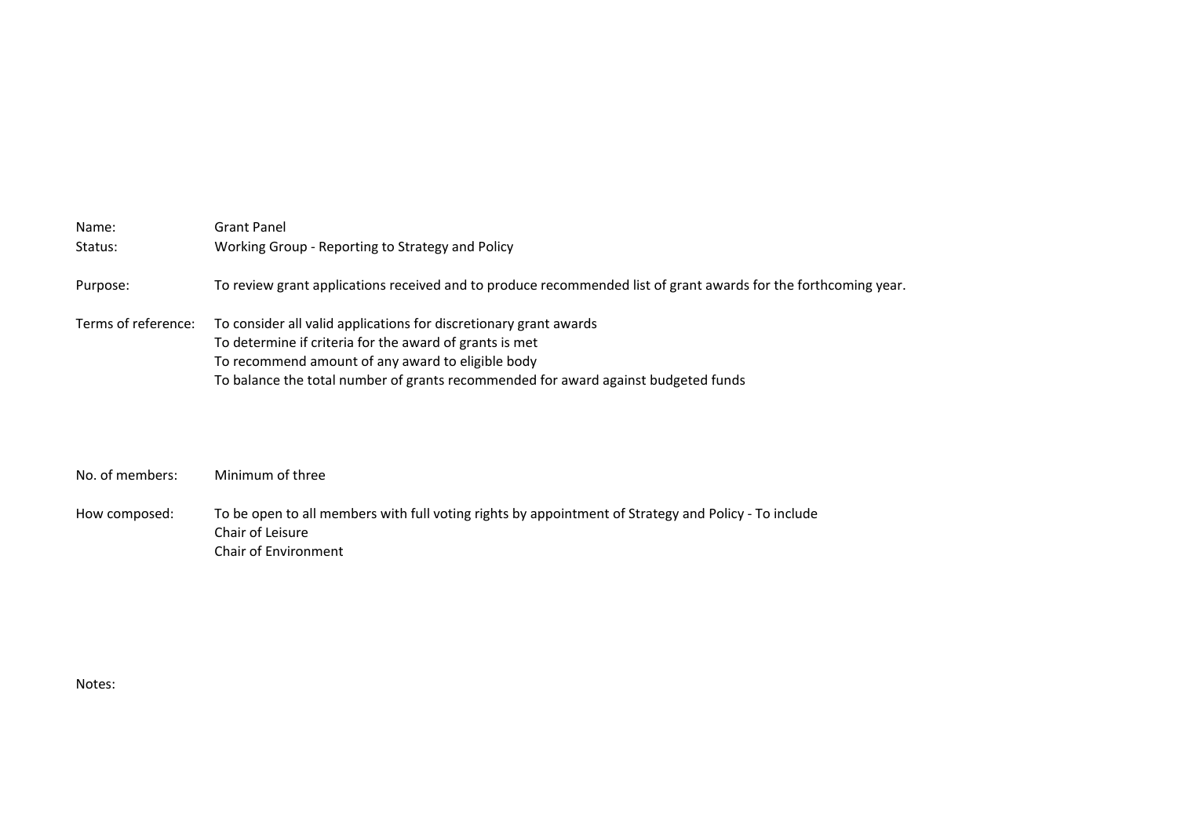| | |
|---|---|
| Name: | Grant Panel |
| Status: | Working Group - Reporting to Strategy and Policy |
| Purpose: | To review grant applications received and to produce recommended list of grant awards for the forthcoming year. |
| Terms of reference: | To consider all valid applications for discretionary grant awards<br>To determine if criteria for the award of grants is met<br>To recommend amount of any award to eligible body<br>To balance the total number of grants recommended for award against budgeted funds |
| No. of members: | Minimum of three |
| How composed: | To be open to all members with full voting rights by appointment of Strategy and Policy - To include<br>Chair of Leisure<br>Chair of Environment |
| Notes: | |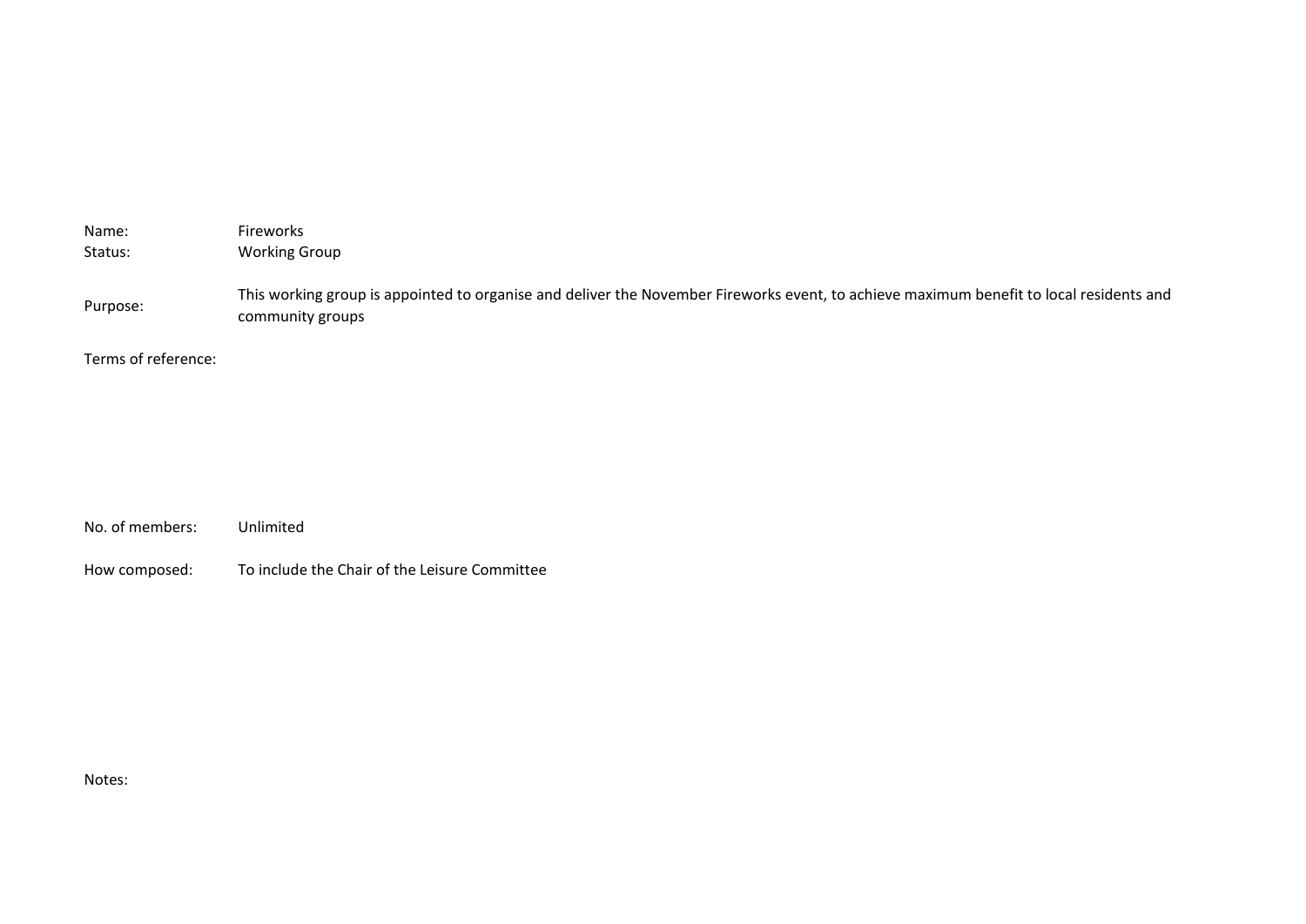| | |
|---|---|
| Name: | Fireworks |
| Status: | Working Group |
| Purpose: | This working group is appointed to organise and deliver the November Fireworks event, to achieve maximum benefit to local residents and community groups |
| Terms of reference: | |
| No. of members: | Unlimited |
| How composed: | To include the Chair of the Leisure Committee |
| Notes: | |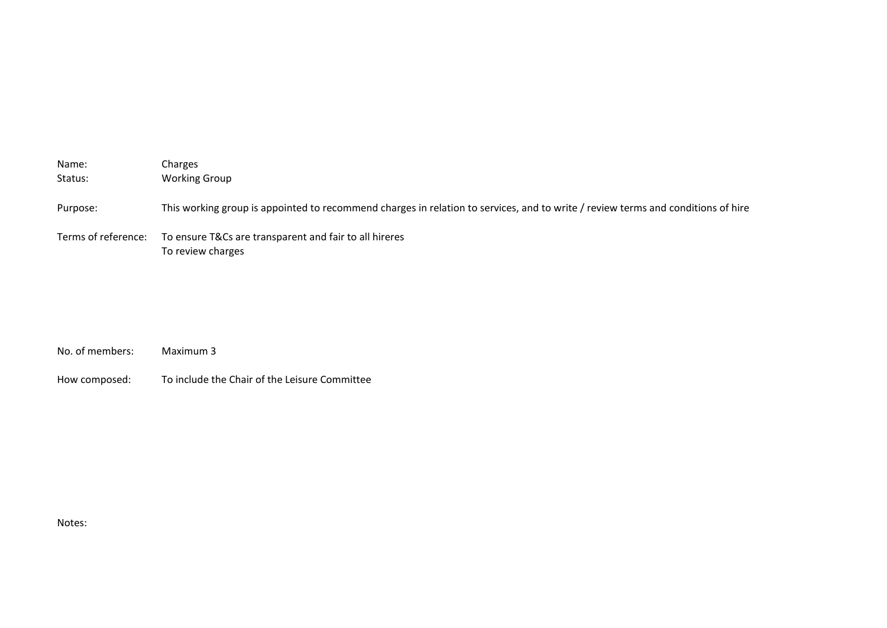Name: Charges
Status: Working Group

Purpose: This working group is appointed to recommend charges in relation to services, and to write / review terms and conditions of hire

Terms of reference: To ensure T&Cs are transparent and fair to all hireres
To review charges

No. of members: Maximum 3

How composed: To include the Chair of the Leisure Committee

Notes: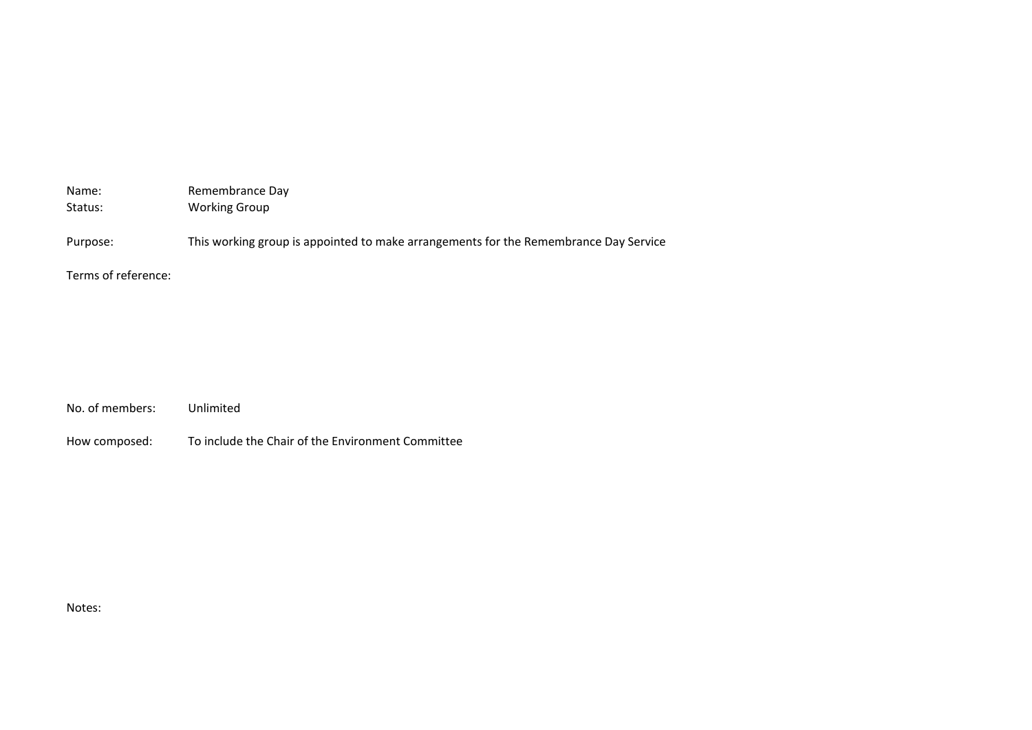Name: Remembrance Day
Status: Working Group

Purpose: This working group is appointed to make arrangements for the Remembrance Day Service

Terms of reference:

No. of members: Unlimited

How composed: To include the Chair of the Environment Committee

Notes: